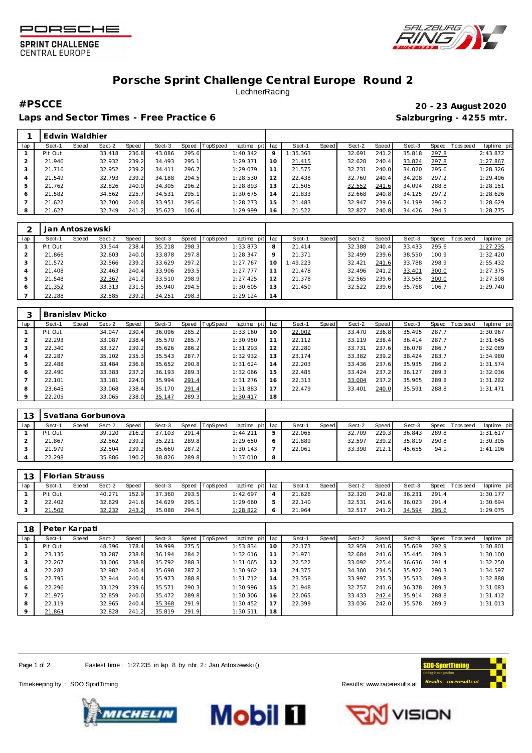# Porsche Sprint Challenge Central Europe Round 2

LechnerRacing

**#PSCCE** — **20 - 23 August 2020**

**Laps and Sector Times - Free Practice 6** — **Salzburgring - 4255 mtr.**

## 1 Edwin Waldhier

| lap | Sect-1 | Speed | Sect-2 | Speed | Sect-3 | Speed | TopSpeed | laptime pit | lap | Sect-1 | Speed | Sect-2 | Speed | Sect-3 | Speed | Topspeed | laptime pit |
|---|---|---|---|---|---|---|---|---|---|---|---|---|---|---|---|---|---|
| 1 | Pit Out | | 33.418 | 236.8 | 43.086 | 295.6 | | 1:40.342 | 9 | 1:35.363 | | 32.691 | 241.2 | 35.818 | 297.8 | | 2:43.872 |
| 2 | 21.946 | | 32.932 | 239.2 | 34.493 | 295.1 | | 1:29.371 | 10 | 21.415 | | 32.628 | 240.4 | 33.824 | 297.8 | | 1:27.867 |
| 3 | 21.716 | | 32.952 | 239.2 | 34.411 | 296.7 | | 1:29.079 | 11 | 21.575 | | 32.731 | 240.0 | 34.020 | 295.6 | | 1:28.326 |
| 4 | 21.549 | | 32.793 | 239.2 | 34.188 | 294.5 | | 1:28.530 | 12 | 22.438 | | 32.760 | 240.4 | 34.208 | 297.2 | | 1:29.406 |
| 5 | 21.762 | | 32.826 | 240.0 | 34.305 | 296.2 | | 1:28.893 | 13 | 21.505 | | 32.552 | 241.6 | 34.094 | 288.8 | | 1:28.151 |
| 6 | 21.582 | | 34.562 | 225.7 | 34.531 | 295.1 | | 1:30.675 | 14 | 21.833 | | 32.668 | 240.8 | 34.125 | 297.2 | | 1:28.626 |
| 7 | 21.622 | | 32.700 | 240.8 | 33.951 | 295.6 | | 1:28.273 | 15 | 21.483 | | 32.947 | 239.6 | 34.199 | 296.2 | | 1:28.629 |
| 8 | 21.627 | | 32.749 | 241.2 | 35.623 | 106.4 | | 1:29.999 | 16 | 21.522 | | 32.827 | 240.8 | 34.426 | 294.5 | | 1:28.775 |

## 2 Jan Antoszewski

| lap | Sect-1 | Speed | Sect-2 | Speed | Sect-3 | Speed | TopSpeed | laptime pit | lap | Sect-1 | Speed | Sect-2 | Speed | Sect-3 | Speed | Topspeed | laptime pit |
|---|---|---|---|---|---|---|---|---|---|---|---|---|---|---|---|---|---|
| 1 | Pit Out | | 33.544 | 238.4 | 35.218 | 298.3 | | 1:33.873 | 8 | 21.414 | | 32.388 | 240.4 | 33.433 | 295.6 | | 1:27.235 |
| 2 | 21.866 | | 32.603 | 240.0 | 33.878 | 297.8 | | 1:28.347 | 9 | 21.371 | | 32.499 | 239.6 | 38.550 | 100.9 | | 1:32.420 |
| 3 | 21.572 | | 32.566 | 239.2 | 33.629 | 297.2 | | 1:27.767 | 10 | 1:49.223 | | 32.421 | 241.6 | 33.788 | 298.9 | | 2:55.432 |
| 4 | 21.408 | | 32.463 | 240.4 | 33.906 | 293.5 | | 1:27.777 | 11 | 21.478 | | 32.496 | 241.2 | 33.401 | 300.0 | | 1:27.375 |
| 5 | 21.548 | | 32.367 | 241.2 | 33.510 | 298.9 | | 1:27.425 | 12 | 21.378 | | 32.565 | 239.6 | 33.565 | 300.0 | | 1:27.508 |
| 6 | 21.352 | | 33.313 | 231.5 | 35.940 | 294.5 | | 1:30.605 | 13 | 21.450 | | 32.522 | 239.6 | 35.768 | 106.7 | | 1:29.740 |
| 7 | 22.288 | | 32.585 | 239.2 | 34.251 | 298.3 | | 1:29.124 | 14 | | | | | | | | |

## 3 Branislav Micko

| lap | Sect-1 | Speed | Sect-2 | Speed | Sect-3 | Speed | TopSpeed | laptime pit | lap | Sect-1 | Speed | Sect-2 | Speed | Sect-3 | Speed | Topspeed | laptime pit |
|---|---|---|---|---|---|---|---|---|---|---|---|---|---|---|---|---|---|
| 1 | Pit Out | | 34.047 | 230.4 | 36.096 | 285.2 | | 1:33.160 | 10 | 22.002 | | 33.470 | 236.8 | 35.495 | 287.7 | | 1:30.967 |
| 2 | 22.293 | | 33.087 | 238.4 | 35.570 | 285.7 | | 1:30.950 | 11 | 22.112 | | 33.119 | 238.4 | 36.414 | 287.7 | | 1:31.645 |
| 3 | 22.340 | | 33.327 | 239.2 | 35.626 | 286.2 | | 1:31.293 | 12 | 22.280 | | 33.731 | 237.6 | 36.078 | 286.7 | | 1:32.089 |
| 4 | 22.287 | | 35.102 | 235.3 | 35.543 | 287.7 | | 1:32.932 | 13 | 23.174 | | 33.382 | 239.2 | 38.424 | 283.7 | | 1:34.980 |
| 5 | 22.488 | | 33.484 | 236.8 | 35.652 | 290.8 | | 1:31.624 | 14 | 22.203 | | 33.436 | 237.6 | 35.935 | 286.2 | | 1:31.574 |
| 6 | 22.490 | | 33.383 | 237.2 | 36.193 | 289.3 | | 1:32.066 | 15 | 22.485 | | 33.424 | 237.2 | 36.127 | 289.3 | | 1:32.036 |
| 7 | 22.101 | | 33.181 | 224.0 | 35.994 | 291.4 | | 1:31.276 | 16 | 22.313 | | 33.004 | 237.2 | 35.965 | 289.8 | | 1:31.282 |
| 8 | 23.645 | | 33.068 | 238.4 | 35.170 | 291.4 | | 1:31.883 | 17 | 22.479 | | 33.401 | 240.0 | 35.591 | 288.8 | | 1:31.471 |
| 9 | 22.205 | | 33.065 | 238.0 | 35.147 | 289.3 | | 1:30.417 | 18 | | | | | | | | |

## 13 Svetlana Gorbunova

| lap | Sect-1 | Speed | Sect-2 | Speed | Sect-3 | Speed | TopSpeed | laptime pit | lap | Sect-1 | Speed | Sect-2 | Speed | Sect-3 | Speed | Topspeed | laptime pit |
|---|---|---|---|---|---|---|---|---|---|---|---|---|---|---|---|---|---|
| 1 | Pit Out | | 39.120 | 216.2 | 37.103 | 291.4 | | 1:44.211 | 5 | 22.065 | | 32.709 | 229.3 | 36.843 | 289.8 | | 1:31.617 |
| 2 | 21.867 | | 32.562 | 239.2 | 35.221 | 289.8 | | 1:29.650 | 6 | 21.889 | | 32.597 | 239.2 | 35.819 | 290.8 | | 1:30.305 |
| 3 | 21.979 | | 32.504 | 239.2 | 35.660 | 287.2 | | 1:30.143 | 7 | 22.061 | | 33.390 | 212.1 | 45.655 | 94.1 | | 1:41.106 |
| 4 | 22.298 | | 35.886 | 190.2 | 38.826 | 289.8 | | 1:37.010 | 8 | | | | | | | | |

## 13 Florian Strauss

| lap | Sect-1 | Speed | Sect-2 | Speed | Sect-3 | Speed | TopSpeed | laptime pit | lap | Sect-1 | Speed | Sect-2 | Speed | Sect-3 | Speed | Topspeed | laptime pit |
|---|---|---|---|---|---|---|---|---|---|---|---|---|---|---|---|---|---|
| 1 | Pit Out | | 40.271 | 152.9 | 37.360 | 293.5 | | 1:42.697 | 4 | 21.626 | | 32.320 | 242.8 | 36.231 | 291.4 | | 1:30.177 |
| 2 | 22.402 | | 32.629 | 241.6 | 34.629 | 295.1 | | 1:29.660 | 5 | 22.140 | | 32.531 | 241.6 | 36.023 | 291.4 | | 1:30.694 |
| 3 | 21.502 | | 32.232 | 243.2 | 35.088 | 294.5 | | 1:28.822 | 6 | 21.964 | | 32.517 | 241.2 | 34.594 | 295.6 | | 1:29.075 |

## 18 Peter Karpati

| lap | Sect-1 | Speed | Sect-2 | Speed | Sect-3 | Speed | TopSpeed | laptime pit | lap | Sect-1 | Speed | Sect-2 | Speed | Sect-3 | Speed | Topspeed | laptime pit |
|---|---|---|---|---|---|---|---|---|---|---|---|---|---|---|---|---|---|
| 1 | Pit Out | | 48.396 | 178.4 | 39.999 | 275.5 | | 1:53.834 | 10 | 22.173 | | 32.959 | 241.6 | 35.669 | 292.9 | | 1:30.801 |
| 2 | 23.135 | | 33.287 | 238.8 | 36.194 | 284.2 | | 1:32.616 | 11 | 21.971 | | 32.684 | 241.6 | 35.445 | 289.3 | | 1:30.100 |
| 3 | 22.267 | | 33.006 | 238.8 | 35.792 | 288.3 | | 1:31.065 | 12 | 22.522 | | 33.092 | 225.4 | 36.636 | 291.4 | | 1:32.250 |
| 4 | 22.282 | | 32.982 | 240.4 | 35.698 | 287.2 | | 1:30.962 | 13 | 24.375 | | 34.300 | 234.5 | 35.922 | 290.3 | | 1:34.597 |
| 5 | 22.795 | | 32.944 | 240.4 | 35.973 | 288.8 | | 1:31.712 | 14 | 23.358 | | 33.997 | 235.3 | 35.533 | 289.8 | | 1:32.888 |
| 6 | 22.296 | | 33.129 | 239.6 | 35.571 | 290.3 | | 1:30.996 | 15 | 21.948 | | 32.757 | 241.6 | 36.378 | 289.3 | | 1:31.083 |
| 7 | 21.975 | | 32.859 | 240.0 | 35.472 | 289.8 | | 1:30.306 | 16 | 22.065 | | 33.433 | 242.4 | 35.914 | 288.8 | | 1:31.412 |
| 8 | 22.119 | | 32.965 | 240.4 | 35.368 | 291.9 | | 1:30.452 | 17 | 22.399 | | 33.036 | 242.0 | 35.578 | 289.3 | | 1:31.013 |
| 9 | 21.864 | | 32.828 | 241.2 | 35.819 | 291.9 | | 1:30.511 | 18 | | | | | | | | |

Fastest time : 1:27.235 in lap 8 by nbr. 2 : Jan Antoszewski ()

Timekeeping by : SDO SportTiming — Results: www.raceresults.at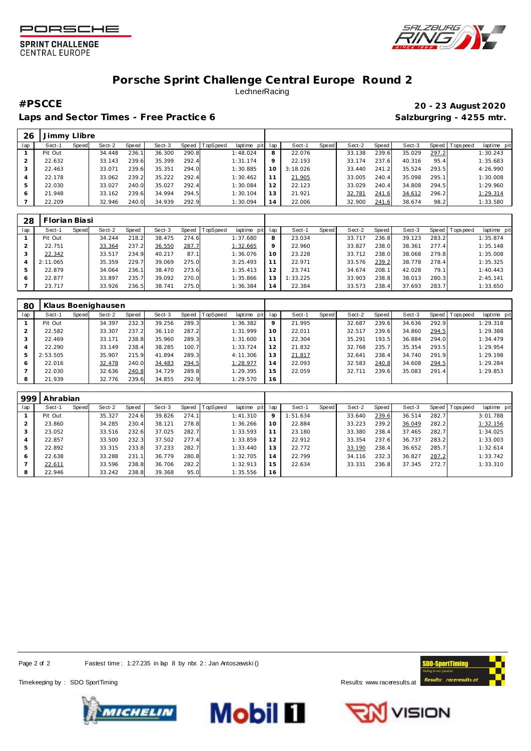# Porsche Sprint Challenge Central Europe Round 2

LechnerRacing

**#PSCCE**

**Laps and Sector Times - Free Practice 6**

**20 - 23 August 2020**

**Salzburgring - 4255 mtr.**

## 26 Jimmy Llibre

| lap | Sect-1 | Speed | Sect-2 | Speed | Sect-3 | Speed | TopSpeed | laptime pit | lap | Sect-1 | Speed | Sect-2 | Speed | Sect-3 | Speed | Topspeed | laptime pit |
|---|---|---|---|---|---|---|---|---|---|---|---|---|---|---|---|---|---|
| 1 | Pit Out | | 34.448 | 236.1 | 36.300 | 290.8 | | 1:48.024 | 8 | 22.076 | | 33.138 | 239.6 | 35.029 | 297.2 | | 1:30.243 |
| 2 | 22.632 | | 33.143 | 239.6 | 35.399 | 292.4 | | 1:31.174 | 9 | 22.193 | | 33.174 | 237.6 | 40.316 | 95.4 | | 1:35.683 |
| 3 | 22.463 | | 33.071 | 239.6 | 35.351 | 294.0 | | 1:30.885 | 10 | 3:18.026 | | 33.440 | 241.2 | 35.524 | 293.5 | | 4:26.990 |
| 4 | 22.178 | | 33.062 | 239.2 | 35.222 | 292.4 | | 1:30.462 | 11 | 21.905 | | 33.005 | 240.4 | 35.098 | 295.1 | | 1:30.008 |
| 5 | 22.030 | | 33.027 | 240.0 | 35.027 | 292.4 | | 1:30.084 | 12 | 22.123 | | 33.029 | 240.4 | 34.808 | 294.5 | | 1:29.960 |
| 6 | 21.948 | | 33.162 | 239.6 | 34.994 | 294.5 | | 1:30.104 | 13 | 21.921 | | 32.781 | 241.6 | 34.612 | 296.2 | | 1:29.314 |
| 7 | 22.209 | | 32.946 | 240.0 | 34.939 | 292.9 | | 1:30.094 | 14 | 22.006 | | 32.900 | 241.6 | 38.674 | 98.2 | | 1:33.580 |

## 28 Florian Biasi

| lap | Sect-1 | Speed | Sect-2 | Speed | Sect-3 | Speed | TopSpeed | laptime pit | lap | Sect-1 | Speed | Sect-2 | Speed | Sect-3 | Speed | Topspeed | laptime pit |
|---|---|---|---|---|---|---|---|---|---|---|---|---|---|---|---|---|---|
| 1 | Pit Out | | 34.244 | 218.2 | 38.475 | 274.6 | | 1:37.680 | 8 | 23.034 | | 33.717 | 236.8 | 39.123 | 283.2 | | 1:35.874 |
| 2 | 22.751 | | 33.364 | 237.2 | 36.550 | 287.7 | | 1:32.665 | 9 | 22.960 | | 33.827 | 238.0 | 38.361 | 277.4 | | 1:35.148 |
| 3 | 22.342 | | 33.517 | 234.9 | 40.217 | 87.1 | | 1:36.076 | 10 | 23.228 | | 33.712 | 238.0 | 38.068 | 279.8 | | 1:35.008 |
| 4 | 2:11.065 | | 35.359 | 229.7 | 39.069 | 275.0 | | 3:25.493 | 11 | 22.971 | | 33.576 | 239.2 | 38.778 | 278.4 | | 1:35.325 |
| 5 | 22.879 | | 34.064 | 236.1 | 38.470 | 273.6 | | 1:35.413 | 12 | 23.741 | | 34.674 | 208.1 | 42.028 | 79.1 | | 1:40.443 |
| 6 | 22.877 | | 33.897 | 235.7 | 39.092 | 270.0 | | 1:35.866 | 13 | 1:33.225 | | 33.903 | 238.8 | 38.013 | 280.3 | | 2:45.141 |
| 7 | 23.717 | | 33.926 | 236.5 | 38.741 | 275.0 | | 1:36.384 | 14 | 22.384 | | 33.573 | 238.4 | 37.693 | 283.7 | | 1:33.650 |

## 80 Klaus Boenighausen

| lap | Sect-1 | Speed | Sect-2 | Speed | Sect-3 | Speed | TopSpeed | laptime pit | lap | Sect-1 | Speed | Sect-2 | Speed | Sect-3 | Speed | Topspeed | laptime pit |
|---|---|---|---|---|---|---|---|---|---|---|---|---|---|---|---|---|---|
| 1 | Pit Out | | 34.397 | 232.3 | 39.256 | 289.3 | | 1:36.382 | 9 | 21.995 | | 32.687 | 239.6 | 34.636 | 292.9 | | 1:29.318 |
| 2 | 22.582 | | 33.307 | 237.2 | 36.110 | 287.2 | | 1:31.999 | 10 | 22.011 | | 32.517 | 239.6 | 34.860 | 294.5 | | 1:29.388 |
| 3 | 22.469 | | 33.171 | 238.8 | 35.960 | 289.3 | | 1:31.600 | 11 | 22.304 | | 35.291 | 193.5 | 36.884 | 294.0 | | 1:34.479 |
| 4 | 22.290 | | 33.149 | 238.4 | 38.285 | 100.7 | | 1:33.724 | 12 | 21.832 | | 32.768 | 235.7 | 35.354 | 293.5 | | 1:29.954 |
| 5 | 2:53.505 | | 35.907 | 215.9 | 41.894 | 289.3 | | 4:11.306 | 13 | 21.817 | | 32.641 | 238.4 | 34.740 | 291.9 | | 1:29.198 |
| 6 | 22.016 | | 32.478 | 240.0 | 34.483 | 294.5 | | 1:28.977 | 14 | 22.093 | | 32.583 | 240.8 | 34.608 | 294.5 | | 1:29.284 |
| 7 | 22.030 | | 32.636 | 240.8 | 34.729 | 289.8 | | 1:29.395 | 15 | 22.059 | | 32.711 | 239.6 | 35.083 | 291.4 | | 1:29.853 |
| 8 | 21.939 | | 32.776 | 239.6 | 34.855 | 292.9 | | 1:29.570 | 16 | | | | | | | | |

## 999 Ahrabian

| lap | Sect-1 | Speed | Sect-2 | Speed | Sect-3 | Speed | TopSpeed | laptime pit | lap | Sect-1 | Speed | Sect-2 | Speed | Sect-3 | Speed | Topspeed | laptime pit |
|---|---|---|---|---|---|---|---|---|---|---|---|---|---|---|---|---|---|
| 1 | Pit Out | | 35.327 | 224.6 | 39.826 | 274.1 | | 1:41.310 | 9 | 1:51.634 | | 33.640 | 239.6 | 36.514 | 282.7 | | 3:01.788 |
| 2 | 23.860 | | 34.285 | 230.4 | 38.121 | 278.8 | | 1:36.266 | 10 | 22.884 | | 33.223 | 239.2 | 36.049 | 282.2 | | 1:32.156 |
| 3 | 23.052 | | 33.516 | 232.6 | 37.025 | 282.7 | | 1:33.593 | 11 | 23.180 | | 33.380 | 238.4 | 37.465 | 282.7 | | 1:34.025 |
| 4 | 22.857 | | 33.500 | 232.3 | 37.502 | 277.4 | | 1:33.859 | 12 | 22.912 | | 33.354 | 237.6 | 36.737 | 283.2 | | 1:33.003 |
| 5 | 22.892 | | 33.315 | 233.8 | 37.233 | 282.7 | | 1:33.440 | 13 | 22.772 | | 33.190 | 238.4 | 36.652 | 285.7 | | 1:32.614 |
| 6 | 22.638 | | 33.288 | 231.1 | 36.779 | 280.8 | | 1:32.705 | 14 | 22.799 | | 34.116 | 232.3 | 36.827 | 287.2 | | 1:33.742 |
| 7 | 22.611 | | 33.596 | 238.8 | 36.706 | 282.2 | | 1:32.913 | 15 | 22.634 | | 33.331 | 236.8 | 37.345 | 272.7 | | 1:33.310 |
| 8 | 22.946 | | 33.242 | 238.8 | 39.368 | 95.0 | | 1:35.556 | 16 | | | | | | | | |

Fastest time : 1:27.235 in lap 8 by nbr. 2 : Jan Antoszewski ()

Timekeeping by : SDO SportTiming

Results: www.raceresults.at